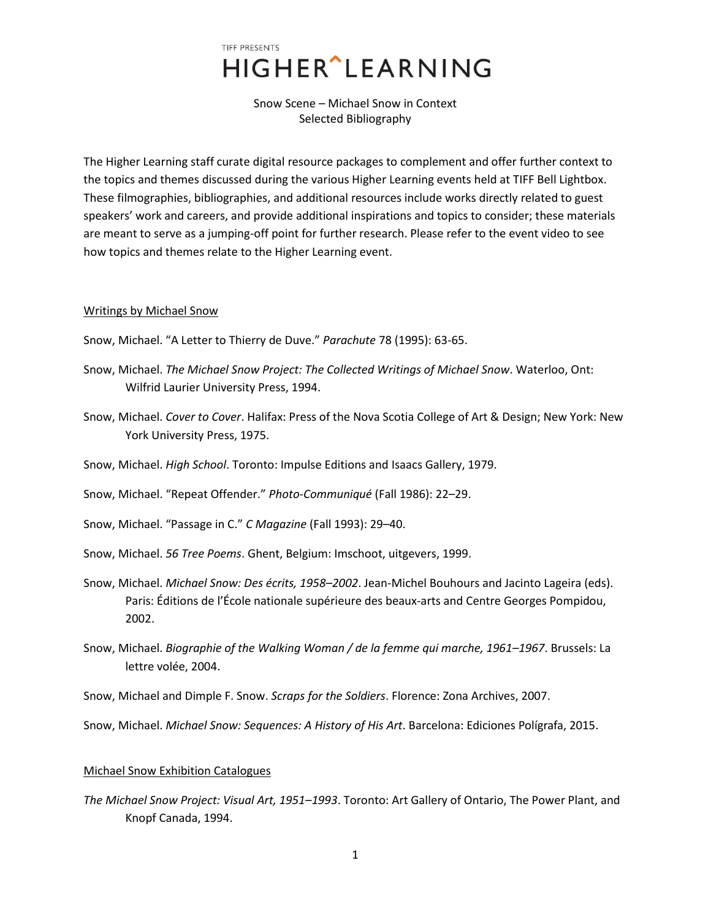TIFF PRESENTS

# HIGHER^LEARNING

Snow Scene – Michael Snow in Context
Selected Bibliography

The Higher Learning staff curate digital resource packages to complement and offer further context to the topics and themes discussed during the various Higher Learning events held at TIFF Bell Lightbox. These filmographies, bibliographies, and additional resources include works directly related to guest speakers' work and careers, and provide additional inspirations and topics to consider; these materials are meant to serve as a jumping-off point for further research. Please refer to the event video to see how topics and themes relate to the Higher Learning event.

## Writings by Michael Snow

Snow, Michael. "A Letter to Thierry de Duve." *Parachute* 78 (1995): 63-65.

Snow, Michael. *The Michael Snow Project: The Collected Writings of Michael Snow*. Waterloo, Ont: Wilfrid Laurier University Press, 1994.

Snow, Michael. *Cover to Cover*. Halifax: Press of the Nova Scotia College of Art & Design; New York: New York University Press, 1975.

Snow, Michael. *High School*. Toronto: Impulse Editions and Isaacs Gallery, 1979.

Snow, Michael. "Repeat Offender." *Photo-Communiqué* (Fall 1986): 22–29.

Snow, Michael. "Passage in C." *C Magazine* (Fall 1993): 29–40.

Snow, Michael. *56 Tree Poems*. Ghent, Belgium: Imschoot, uitgevers, 1999.

Snow, Michael. *Michael Snow: Des écrits, 1958–2002*. Jean-Michel Bouhours and Jacinto Lageira (eds). Paris: Éditions de l'École nationale supérieure des beaux-arts and Centre Georges Pompidou, 2002.

Snow, Michael. *Biographie of the Walking Woman / de la femme qui marche, 1961–1967*. Brussels: La lettre volée, 2004.

Snow, Michael and Dimple F. Snow. *Scraps for the Soldiers*. Florence: Zona Archives, 2007.

Snow, Michael. *Michael Snow: Sequences: A History of His Art*. Barcelona: Ediciones Polígrafa, 2015.

## Michael Snow Exhibition Catalogues

*The Michael Snow Project: Visual Art, 1951–1993*. Toronto: Art Gallery of Ontario, The Power Plant, and Knopf Canada, 1994.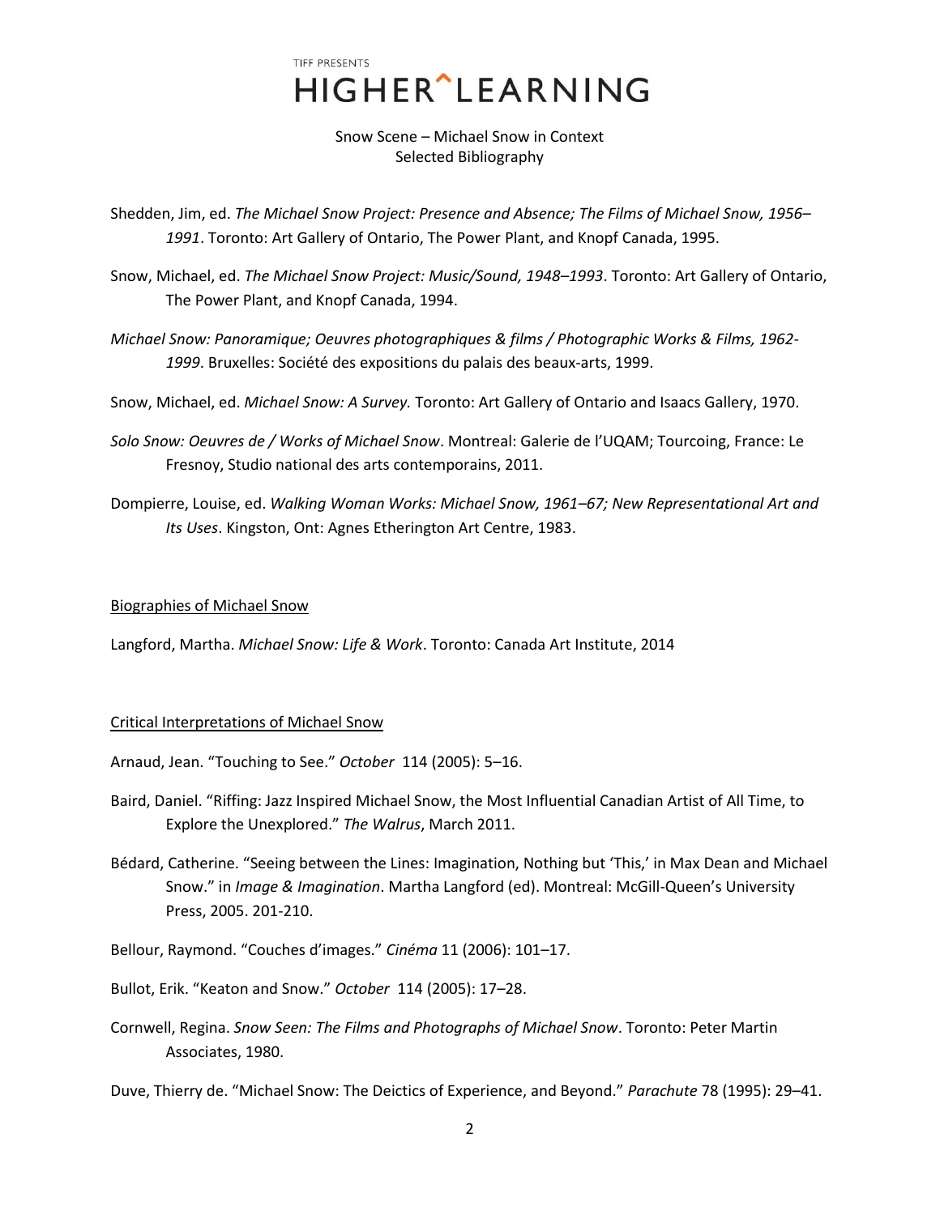Snow Scene – Michael Snow in Context
Selected Bibliography

Shedden, Jim, ed. *The Michael Snow Project: Presence and Absence; The Films of Michael Snow, 1956–1991*. Toronto: Art Gallery of Ontario, The Power Plant, and Knopf Canada, 1995.

Snow, Michael, ed. *The Michael Snow Project: Music/Sound, 1948–1993*. Toronto: Art Gallery of Ontario, The Power Plant, and Knopf Canada, 1994.

*Michael Snow: Panoramique; Oeuvres photographiques & films / Photographic Works & Films, 1962-1999*. Bruxelles: Société des expositions du palais des beaux-arts, 1999.

Snow, Michael, ed. *Michael Snow: A Survey.* Toronto: Art Gallery of Ontario and Isaacs Gallery, 1970.

*Solo Snow: Oeuvres de / Works of Michael Snow*. Montreal: Galerie de l'UQAM; Tourcoing, France: Le Fresnoy, Studio national des arts contemporains, 2011.

Dompierre, Louise, ed. *Walking Woman Works: Michael Snow, 1961–67; New Representational Art and Its Uses*. Kingston, Ont: Agnes Etherington Art Centre, 1983.

## Biographies of Michael Snow

Langford, Martha. *Michael Snow: Life & Work*. Toronto: Canada Art Institute, 2014

## Critical Interpretations of Michael Snow

Arnaud, Jean. "Touching to See." *October* 114 (2005): 5–16.

Baird, Daniel. "Riffing: Jazz Inspired Michael Snow, the Most Influential Canadian Artist of All Time, to Explore the Unexplored." *The Walrus*, March 2011.

Bédard, Catherine. "Seeing between the Lines: Imagination, Nothing but 'This,' in Max Dean and Michael Snow." in *Image & Imagination*. Martha Langford (ed). Montreal: McGill-Queen's University Press, 2005. 201-210.

Bellour, Raymond. "Couches d'images." *Cinéma* 11 (2006): 101–17.

Bullot, Erik. "Keaton and Snow." *October* 114 (2005): 17–28.

Cornwell, Regina. *Snow Seen: The Films and Photographs of Michael Snow*. Toronto: Peter Martin Associates, 1980.

Duve, Thierry de. "Michael Snow: The Deictics of Experience, and Beyond." *Parachute* 78 (1995): 29–41.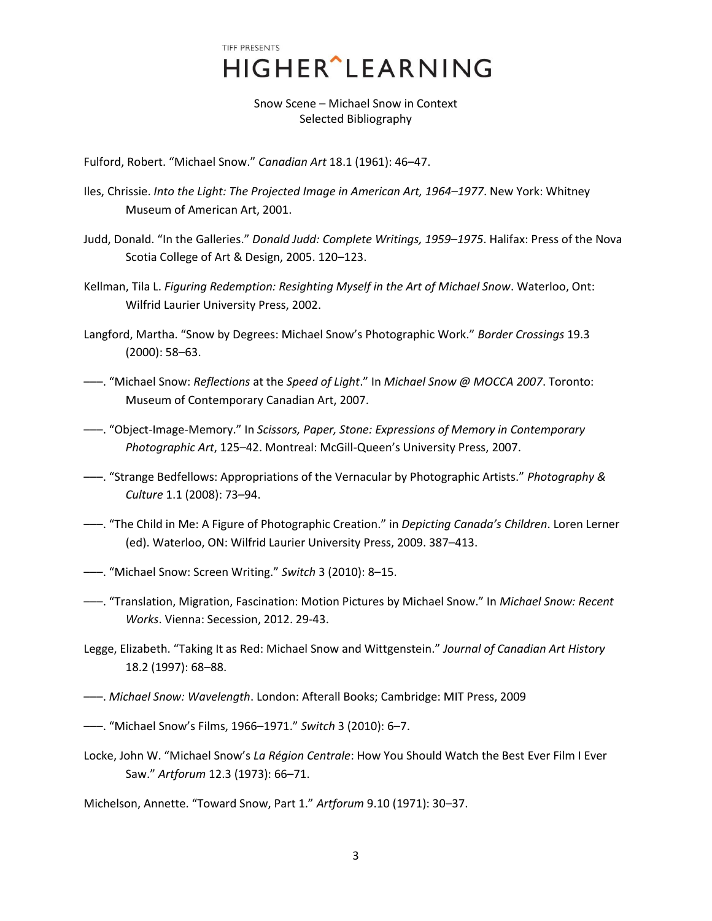TIFF PRESENTS

# HIGHER^LEARNING

Snow Scene – Michael Snow in Context
Selected Bibliography

Fulford, Robert. "Michael Snow." *Canadian Art* 18.1 (1961): 46–47.

Iles, Chrissie. *Into the Light: The Projected Image in American Art, 1964–1977*. New York: Whitney Museum of American Art, 2001.

Judd, Donald. "In the Galleries." *Donald Judd: Complete Writings, 1959–1975*. Halifax: Press of the Nova Scotia College of Art & Design, 2005. 120–123.

Kellman, Tila L. *Figuring Redemption: Resighting Myself in the Art of Michael Snow*. Waterloo, Ont: Wilfrid Laurier University Press, 2002.

Langford, Martha. "Snow by Degrees: Michael Snow's Photographic Work." *Border Crossings* 19.3 (2000): 58–63.

–––. "Michael Snow: *Reflections* at the *Speed of Light*." In *Michael Snow @ MOCCA 2007*. Toronto: Museum of Contemporary Canadian Art, 2007.

–––. "Object-Image-Memory." In *Scissors, Paper, Stone: Expressions of Memory in Contemporary Photographic Art*, 125–42. Montreal: McGill-Queen's University Press, 2007.

–––. "Strange Bedfellows: Appropriations of the Vernacular by Photographic Artists." *Photography & Culture* 1.1 (2008): 73–94.

–––. "The Child in Me: A Figure of Photographic Creation." in *Depicting Canada's Children*. Loren Lerner (ed). Waterloo, ON: Wilfrid Laurier University Press, 2009. 387–413.

–––. "Michael Snow: Screen Writing." *Switch* 3 (2010): 8–15.

–––. "Translation, Migration, Fascination: Motion Pictures by Michael Snow." In *Michael Snow: Recent Works*. Vienna: Secession, 2012. 29-43.

Legge, Elizabeth. "Taking It as Red: Michael Snow and Wittgenstein." *Journal of Canadian Art History* 18.2 (1997): 68–88.

–––. *Michael Snow: Wavelength*. London: Afterall Books; Cambridge: MIT Press, 2009

–––. "Michael Snow's Films, 1966–1971." *Switch* 3 (2010): 6–7.

Locke, John W. "Michael Snow's *La Région Centrale*: How You Should Watch the Best Ever Film I Ever Saw." *Artforum* 12.3 (1973): 66–71.

Michelson, Annette. "Toward Snow, Part 1." *Artforum* 9.10 (1971): 30–37.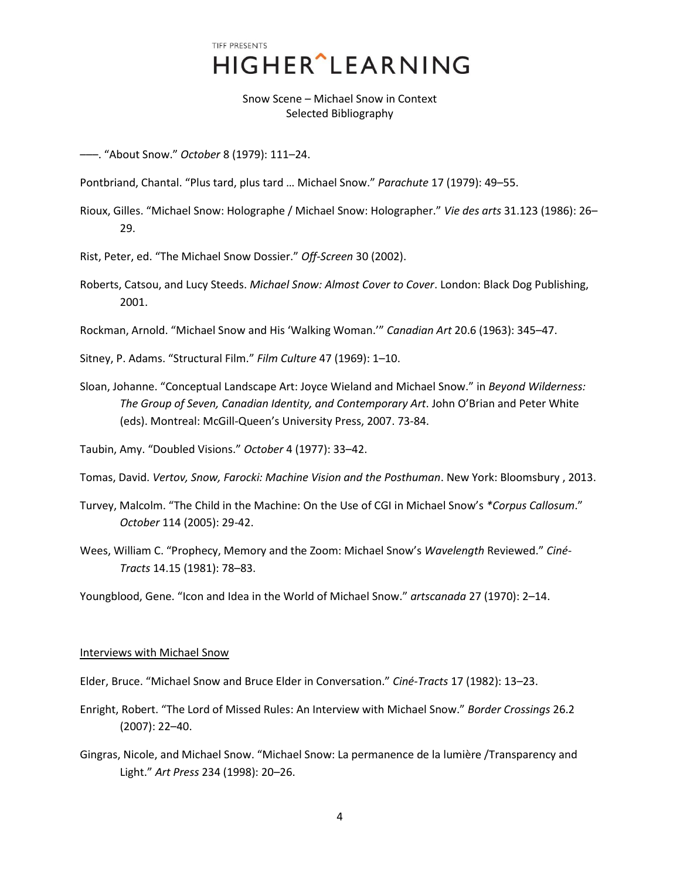——. "About Snow." *October* 8 (1979): 111–24.

Pontbriand, Chantal. "Plus tard, plus tard … Michael Snow." *Parachute* 17 (1979): 49–55.

Rioux, Gilles. "Michael Snow: Holographe / Michael Snow: Holographer." *Vie des arts* 31.123 (1986): 26–29.

Rist, Peter, ed. "The Michael Snow Dossier." *Off-Screen* 30 (2002).

Roberts, Catsou, and Lucy Steeds. *Michael Snow: Almost Cover to Cover*. London: Black Dog Publishing, 2001.

Rockman, Arnold. "Michael Snow and His 'Walking Woman.'" *Canadian Art* 20.6 (1963): 345–47.

Sitney, P. Adams. "Structural Film." *Film Culture* 47 (1969): 1–10.

Sloan, Johanne. "Conceptual Landscape Art: Joyce Wieland and Michael Snow." in *Beyond Wilderness: The Group of Seven, Canadian Identity, and Contemporary Art*. John O'Brian and Peter White (eds). Montreal: McGill-Queen's University Press, 2007. 73-84.

Taubin, Amy. "Doubled Visions." *October* 4 (1977): 33–42.

Tomas, David. *Vertov, Snow, Farocki: Machine Vision and the Posthuman*. New York: Bloomsbury , 2013.

Turvey, Malcolm. "The Child in the Machine: On the Use of CGI in Michael Snow's **Corpus Callosum*." *October* 114 (2005): 29-42.

Wees, William C. "Prophecy, Memory and the Zoom: Michael Snow's *Wavelength* Reviewed." *Ciné-Tracts* 14.15 (1981): 78–83.

Youngblood, Gene. "Icon and Idea in the World of Michael Snow." *artscanada* 27 (1970): 2–14.

## Interviews with Michael Snow

Elder, Bruce. "Michael Snow and Bruce Elder in Conversation." *Ciné-Tracts* 17 (1982): 13–23.

Enright, Robert. "The Lord of Missed Rules: An Interview with Michael Snow." *Border Crossings* 26.2 (2007): 22–40.

Gingras, Nicole, and Michael Snow. "Michael Snow: La permanence de la lumière /Transparency and Light." *Art Press* 234 (1998): 20–26.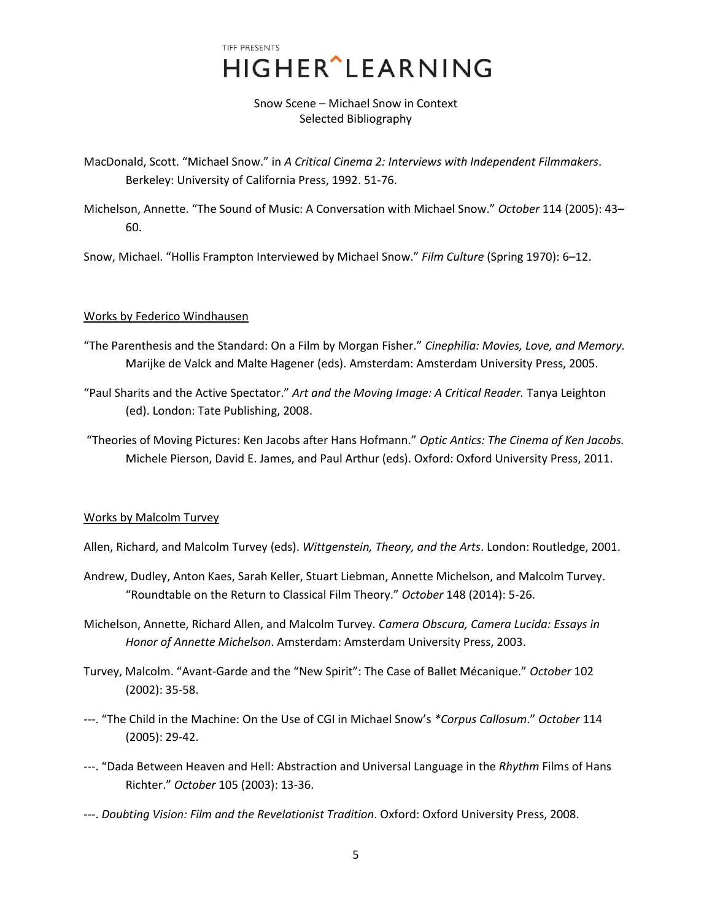# TIFF PRESENTS HIGHER^LEARNING

Snow Scene – Michael Snow in Context
Selected Bibliography

MacDonald, Scott. "Michael Snow." in *A Critical Cinema 2: Interviews with Independent Filmmakers*. Berkeley: University of California Press, 1992. 51-76.

Michelson, Annette. "The Sound of Music: A Conversation with Michael Snow." *October* 114 (2005): 43–60.

Snow, Michael. "Hollis Frampton Interviewed by Michael Snow." *Film Culture* (Spring 1970): 6–12.

<u>Works by Federico Windhausen</u>

"The Parenthesis and the Standard: On a Film by Morgan Fisher." *Cinephilia: Movies, Love, and Memory.* Marijke de Valck and Malte Hagener (eds). Amsterdam: Amsterdam University Press, 2005.

"Paul Sharits and the Active Spectator." *Art and the Moving Image: A Critical Reader.* Tanya Leighton (ed). London: Tate Publishing, 2008.

"Theories of Moving Pictures: Ken Jacobs after Hans Hofmann." *Optic Antics: The Cinema of Ken Jacobs.* Michele Pierson, David E. James, and Paul Arthur (eds). Oxford: Oxford University Press, 2011.

<u>Works by Malcolm Turvey</u>

Allen, Richard, and Malcolm Turvey (eds). *Wittgenstein, Theory, and the Arts*. London: Routledge, 2001.

Andrew, Dudley, Anton Kaes, Sarah Keller, Stuart Liebman, Annette Michelson, and Malcolm Turvey. "Roundtable on the Return to Classical Film Theory." *October* 148 (2014): 5-26.

Michelson, Annette, Richard Allen, and Malcolm Turvey. *Camera Obscura, Camera Lucida: Essays in Honor of Annette Michelson*. Amsterdam: Amsterdam University Press, 2003.

Turvey, Malcolm. "Avant-Garde and the "New Spirit": The Case of Ballet Mécanique." *October* 102 (2002): 35-58.

---. "The Child in the Machine: On the Use of CGI in Michael Snow's *\*Corpus Callosum*." *October* 114 (2005): 29-42.

---. "Dada Between Heaven and Hell: Abstraction and Universal Language in the *Rhythm* Films of Hans Richter." *October* 105 (2003): 13-36.

---. *Doubting Vision: Film and the Revelationist Tradition*. Oxford: Oxford University Press, 2008.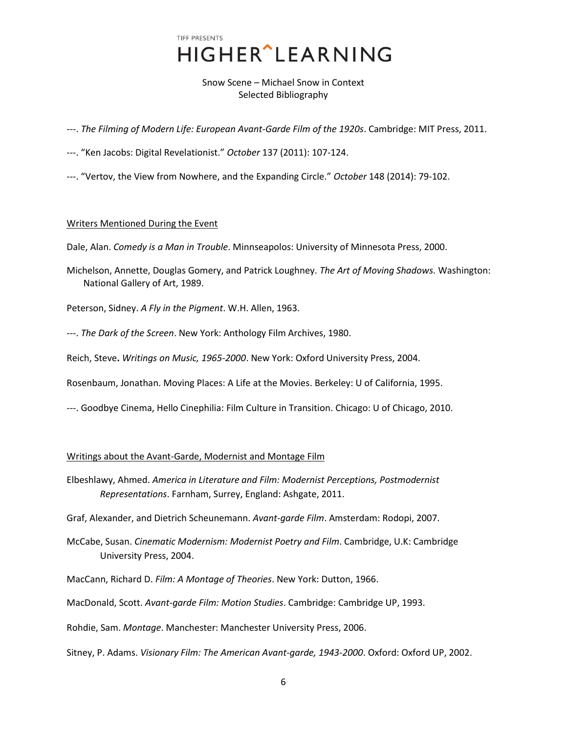TIFF PRESENTS

# HIGHER^LEARNING

Snow Scene – Michael Snow in Context
Selected Bibliography

---. *The Filming of Modern Life: European Avant-Garde Film of the 1920s*. Cambridge: MIT Press, 2011.

---. "Ken Jacobs: Digital Revelationist." *October* 137 (2011): 107-124.

---. "Vertov, the View from Nowhere, and the Expanding Circle." *October* 148 (2014): 79-102.

## Writers Mentioned During the Event

Dale, Alan. *Comedy is a Man in Trouble*. Minnseapolos: University of Minnesota Press, 2000.

Michelson, Annette, Douglas Gomery, and Patrick Loughney. *The Art of Moving Shadows.* Washington: National Gallery of Art, 1989.

Peterson, Sidney. *A Fly in the Pigment*. W.H. Allen, 1963.

---. *The Dark of the Screen*. New York: Anthology Film Archives, 1980.

Reich, Steve**.** *Writings on Music, 1965-2000*. New York: Oxford University Press, 2004.

Rosenbaum, Jonathan. Moving Places: A Life at the Movies. Berkeley: U of California, 1995.

---. Goodbye Cinema, Hello Cinephilia: Film Culture in Transition. Chicago: U of Chicago, 2010.

## Writings about the Avant-Garde, Modernist and Montage Film

Elbeshlawy, Ahmed. *America in Literature and Film: Modernist Perceptions, Postmodernist Representations*. Farnham, Surrey, England: Ashgate, 2011.

Graf, Alexander, and Dietrich Scheunemann. *Avant-garde Film*. Amsterdam: Rodopi, 2007.

McCabe, Susan. *Cinematic Modernism: Modernist Poetry and Film*. Cambridge, U.K: Cambridge University Press, 2004.

MacCann, Richard D. *Film: A Montage of Theories*. New York: Dutton, 1966.

MacDonald, Scott. *Avant-garde Film: Motion Studies*. Cambridge: Cambridge UP, 1993.

Rohdie, Sam. *Montage*. Manchester: Manchester University Press, 2006.

Sitney, P. Adams. *Visionary Film: The American Avant-garde, 1943-2000*. Oxford: Oxford UP, 2002.